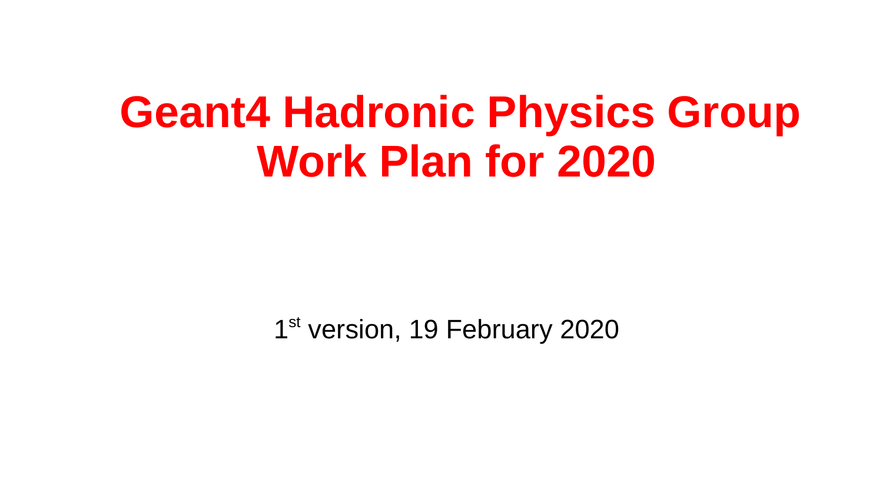# Geant4 Hadronic Physics Group
# Work Plan for 2020

1[st] version, 19 February 2020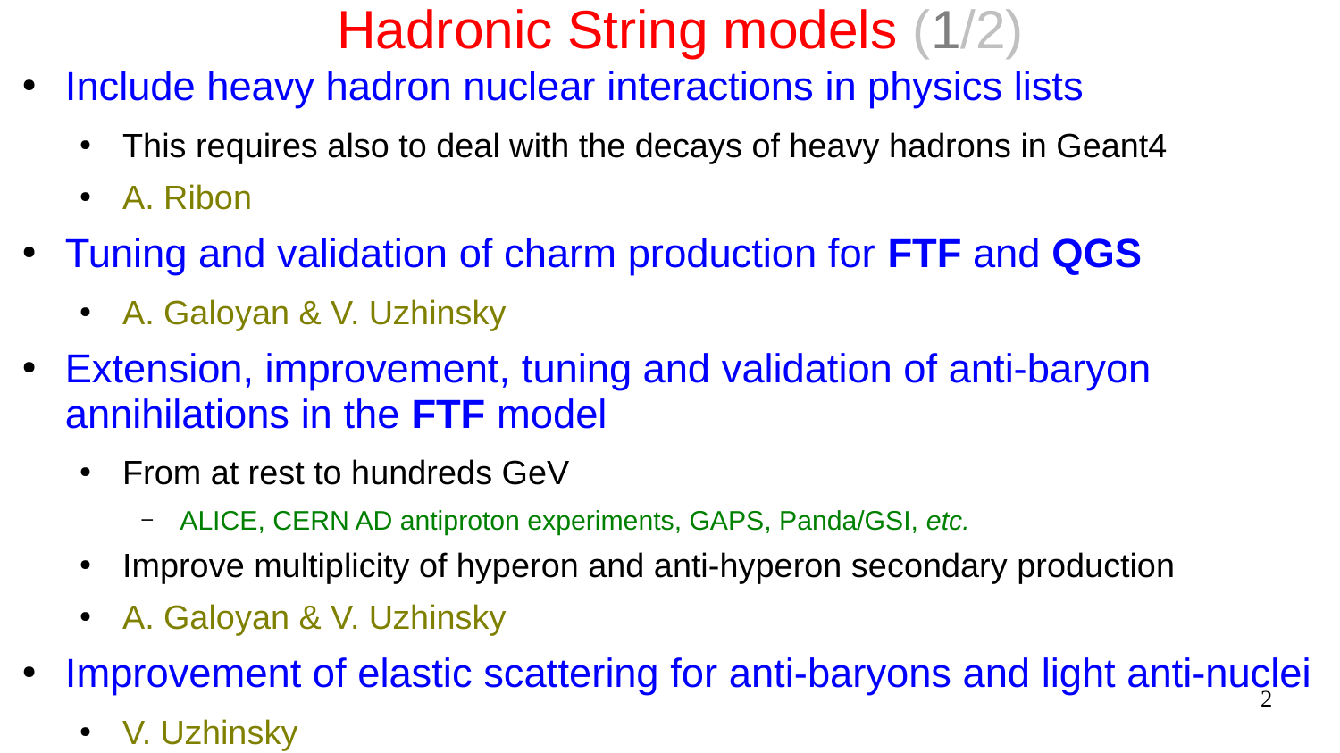# Hadronic String models (1/2)

- Include heavy hadron nuclear interactions in physics lists
  - This requires also to deal with the decays of heavy hadrons in Geant4
  - A. Ribon
- Tuning and validation of charm production for **FTF** and **QGS**
  - A. Galoyan & V. Uzhinsky
- Extension, improvement, tuning and validation of anti-baryon annihilations in the **FTF** model
  - From at rest to hundreds GeV
    - ALICE, CERN AD antiproton experiments, GAPS, Panda/GSI, *etc.*
  - Improve multiplicity of hyperon and anti-hyperon secondary production
  - A. Galoyan & V. Uzhinsky
- Improvement of elastic scattering for anti-baryons and light anti-nuclei
  - V. Uzhinsky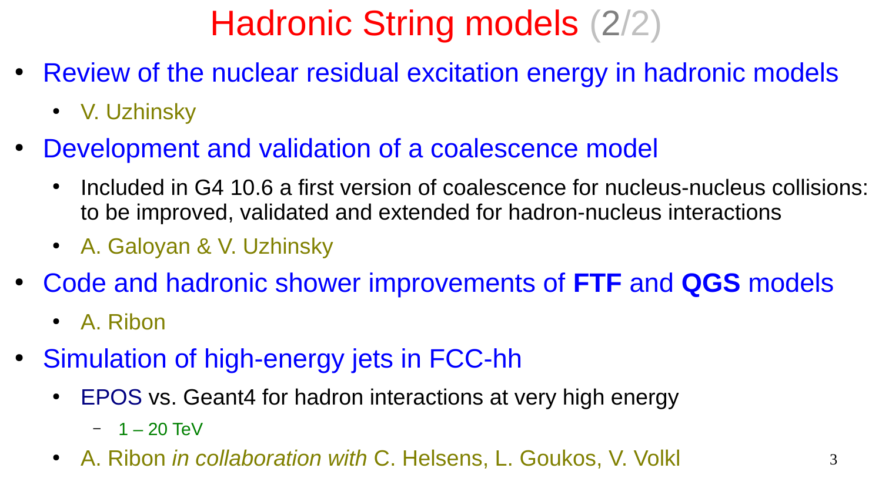# Hadronic String models (2/2)

- Review of the nuclear residual excitation energy in hadronic models
  - V. Uzhinsky
- Development and validation of a coalescence model
  - Included in G4 10.6 a first version of coalescence for nucleus-nucleus collisions: to be improved, validated and extended for hadron-nucleus interactions
  - A. Galoyan & V. Uzhinsky
- Code and hadronic shower improvements of **FTF** and **QGS** models
  - A. Ribon
- Simulation of high-energy jets in FCC-hh
  - EPOS vs. Geant4 for hadron interactions at very high energy
    - 1 – 20 TeV
  - A. Ribon *in collaboration with* C. Helsens, L. Goukos, V. Volkl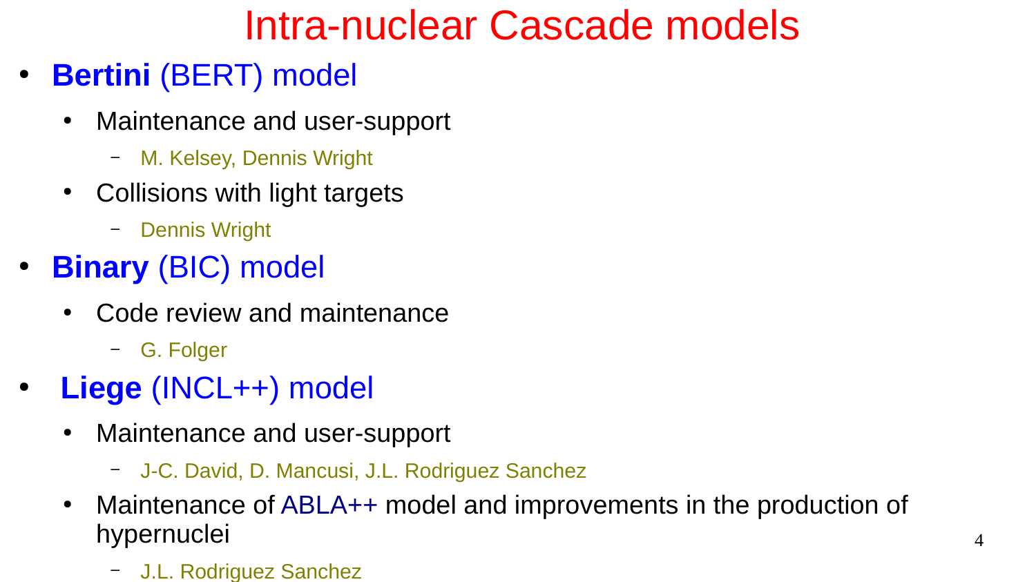# Intra-nuclear Cascade models

- **Bertini** (BERT) model
  - Maintenance and user-support
    - M. Kelsey, Dennis Wright
  - Collisions with light targets
    - Dennis Wright
- **Binary** (BIC) model
  - Code review and maintenance
    - G. Folger
- **Liege** (INCL++) model
  - Maintenance and user-support
    - J-C. David, D. Mancusi, J.L. Rodriguez Sanchez
  - Maintenance of ABLA++ model and improvements in the production of hypernuclei
    - J.L. Rodriguez Sanchez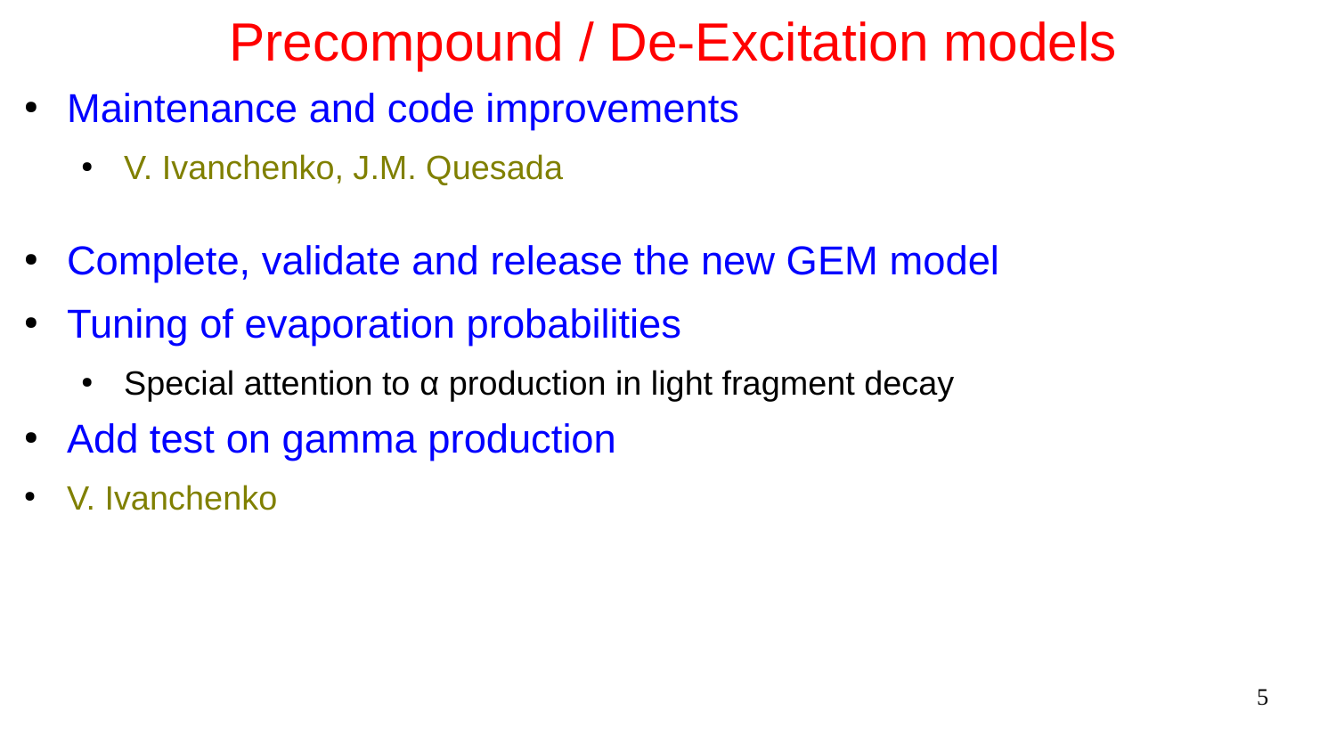# Precompound / De-Excitation models

- Maintenance and code improvements
  - V. Ivanchenko, J.M. Quesada

- Complete, validate and release the new GEM model
- Tuning of evaporation probabilities
  - Special attention to α production in light fragment decay
- Add test on gamma production
- V. Ivanchenko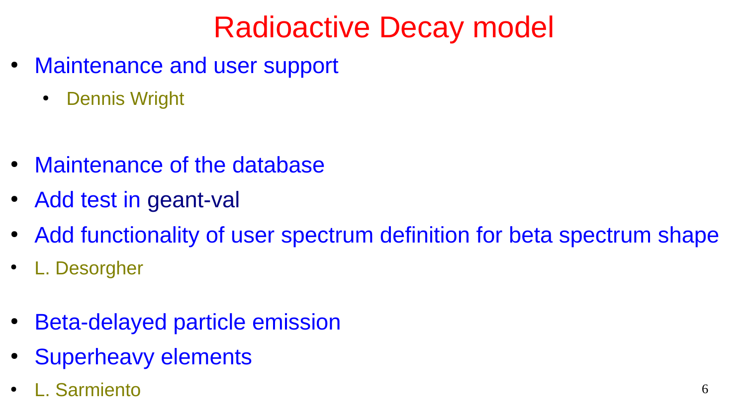# Radioactive Decay model

- Maintenance and user support
  - Dennis Wright

- Maintenance of the database
- Add test in geant-val
- Add functionality of user spectrum definition for beta spectrum shape
- L. Desorgher

- Beta-delayed particle emission
- Superheavy elements
- L. Sarmiento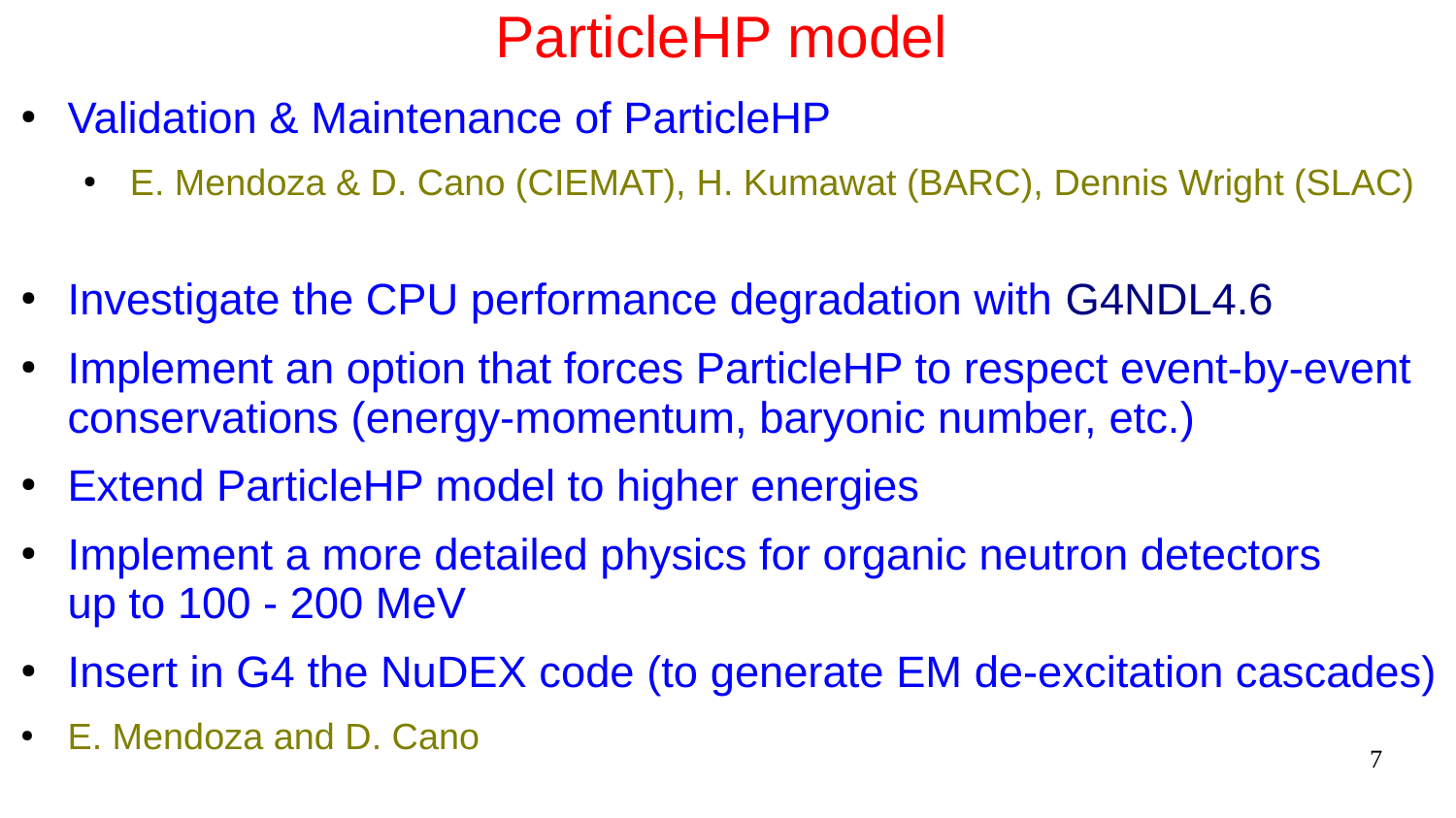# ParticleHP model

- Validation & Maintenance of ParticleHP
  - E. Mendoza & D. Cano (CIEMAT), H. Kumawat (BARC), Dennis Wright (SLAC)

- Investigate the CPU performance degradation with G4NDL4.6
- Implement an option that forces ParticleHP to respect event-by-event conservations (energy-momentum, baryonic number, etc.)
- Extend ParticleHP model to higher energies
- Implement a more detailed physics for organic neutron detectors up to 100 - 200 MeV
- Insert in G4 the NuDEX code (to generate EM de-excitation cascades)
- E. Mendoza and D. Cano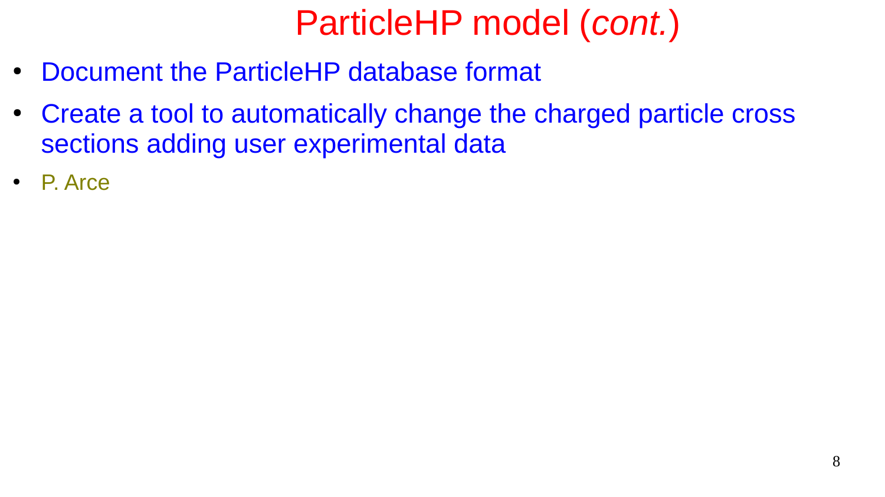# ParticleHP model (*cont.*)

- Document the ParticleHP database format
- Create a tool to automatically change the charged particle cross sections adding user experimental data
- P. Arce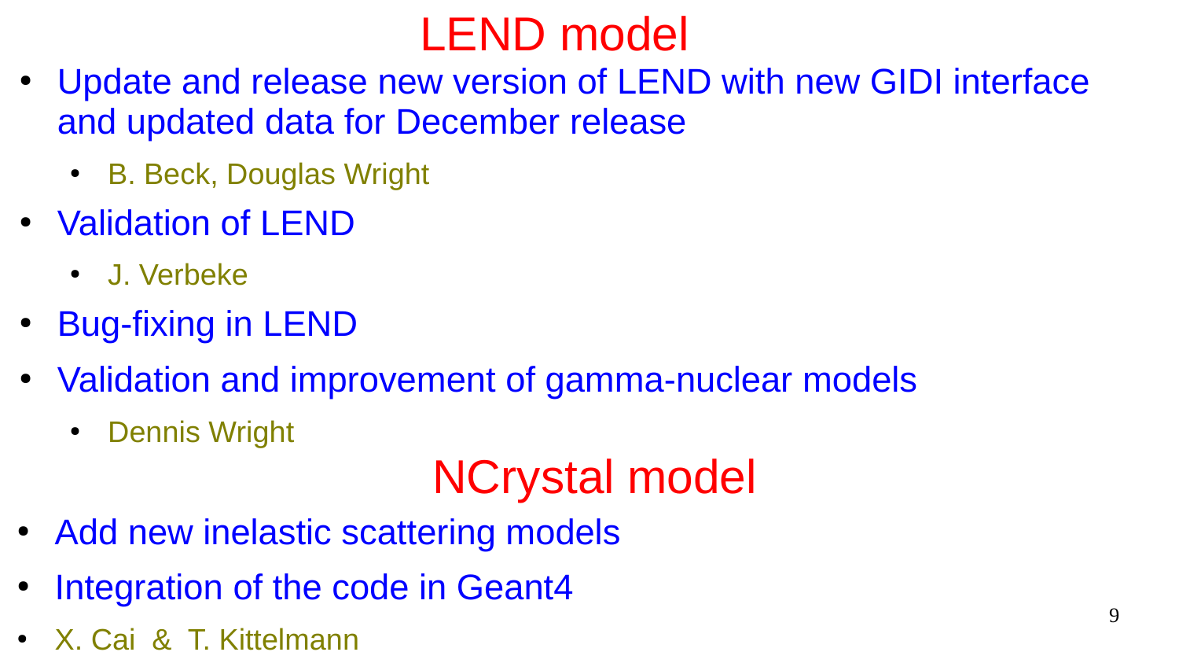# LEND model

- Update and release new version of LEND with new GIDI interface and updated data for December release
  - B. Beck, Douglas Wright
- Validation of LEND
  - J. Verbeke
- Bug-fixing in LEND
- Validation and improvement of gamma-nuclear models
  - Dennis Wright

# NCrystal model

- Add new inelastic scattering models
- Integration of the code in Geant4
- X. Cai & T. Kittelmann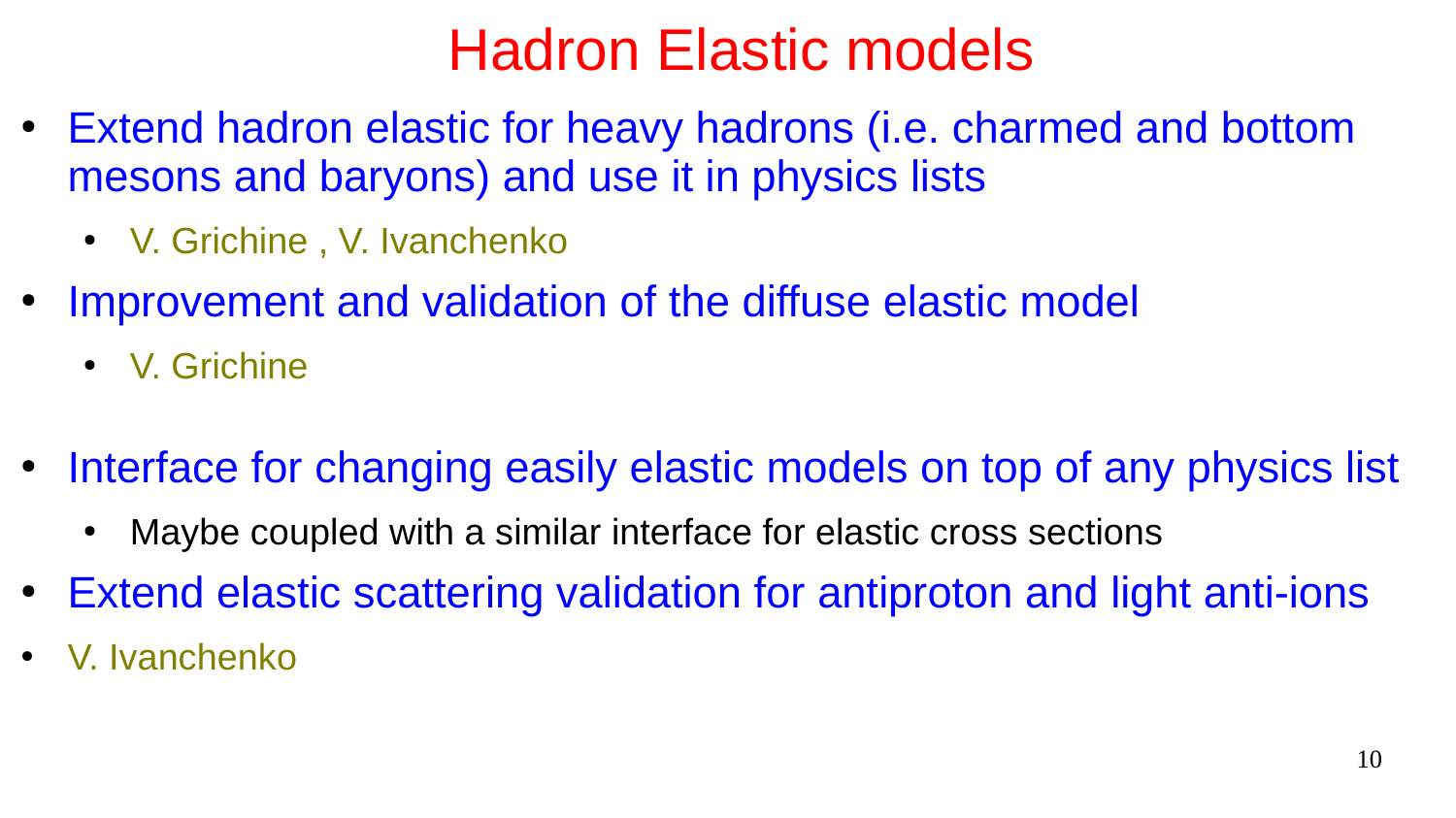# Hadron Elastic models

- Extend hadron elastic for heavy hadrons (i.e. charmed and bottom mesons and baryons) and use it in physics lists
  - V. Grichine , V. Ivanchenko
- Improvement and validation of the diffuse elastic model
  - V. Grichine
- Interface for changing easily elastic models on top of any physics list
  - Maybe coupled with a similar interface for elastic cross sections
- Extend elastic scattering validation for antiproton and light anti-ions
- V. Ivanchenko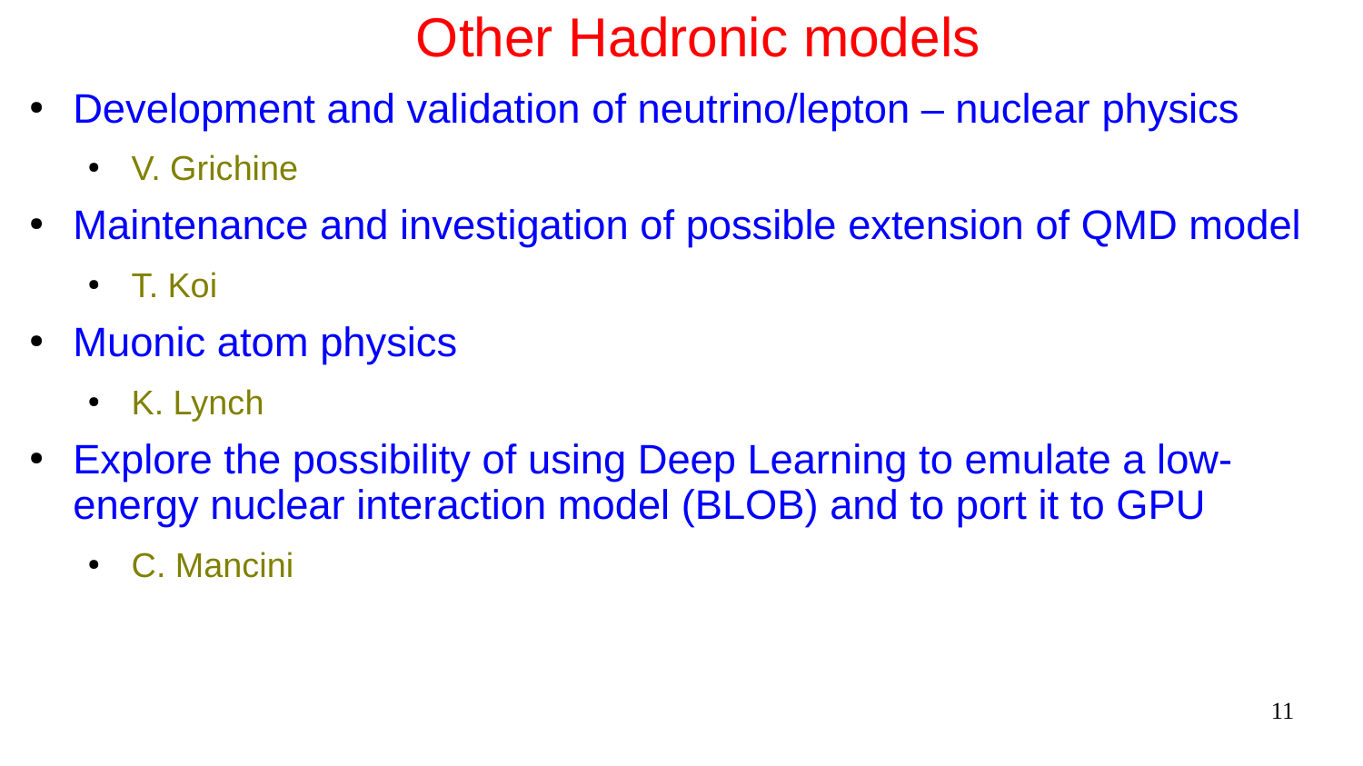# Other Hadronic models

- Development and validation of neutrino/lepton – nuclear physics
  - V. Grichine
- Maintenance and investigation of possible extension of QMD model
  - T. Koi
- Muonic atom physics
  - K. Lynch
- Explore the possibility of using Deep Learning to emulate a low-energy nuclear interaction model (BLOB) and to port it to GPU
  - C. Mancini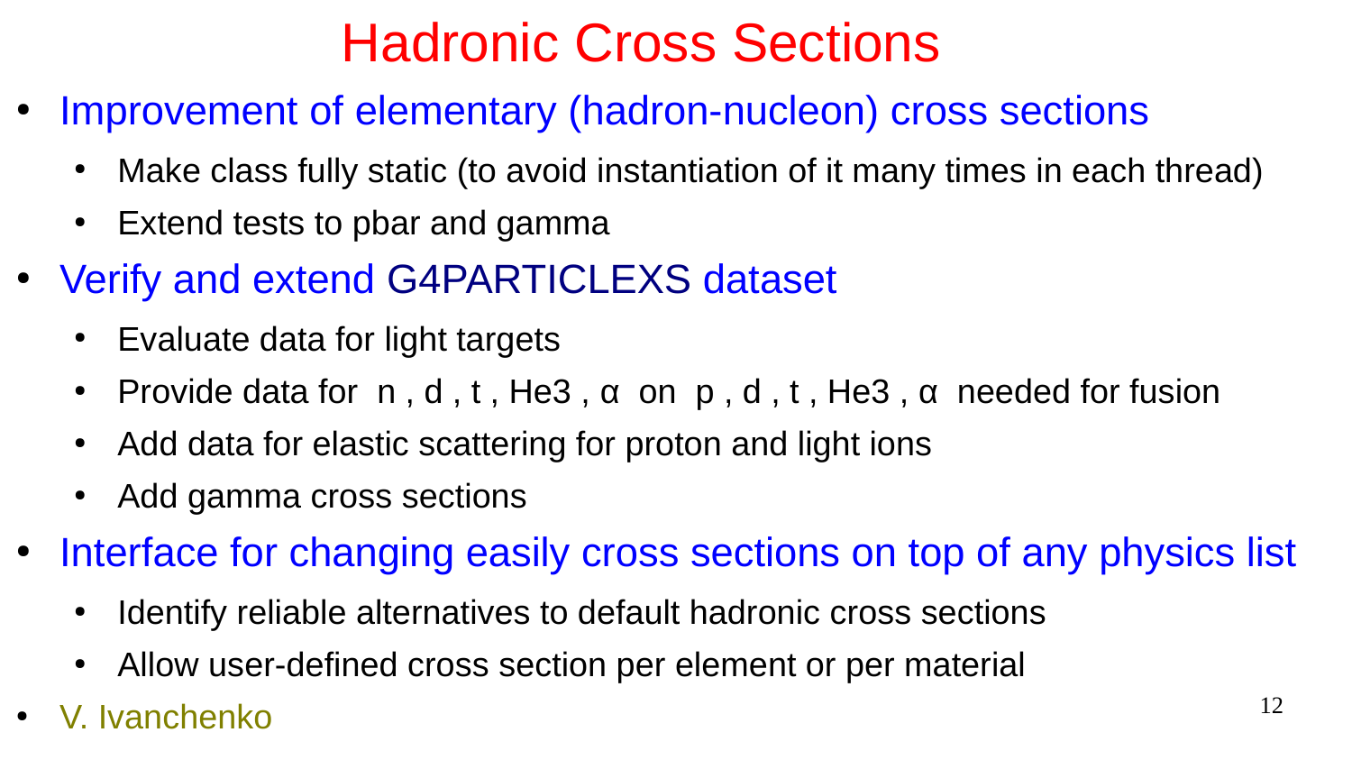# Hadronic Cross Sections

- Improvement of elementary (hadron-nucleon) cross sections
  - Make class fully static (to avoid instantiation of it many times in each thread)
  - Extend tests to pbar and gamma
- Verify and extend G4PARTICLEXS dataset
  - Evaluate data for light targets
  - Provide data for n , d , t , He3 , α on p , d , t , He3 , α needed for fusion
  - Add data for elastic scattering for proton and light ions
  - Add gamma cross sections
- Interface for changing easily cross sections on top of any physics list
  - Identify reliable alternatives to default hadronic cross sections
  - Allow user-defined cross section per element or per material
- V. Ivanchenko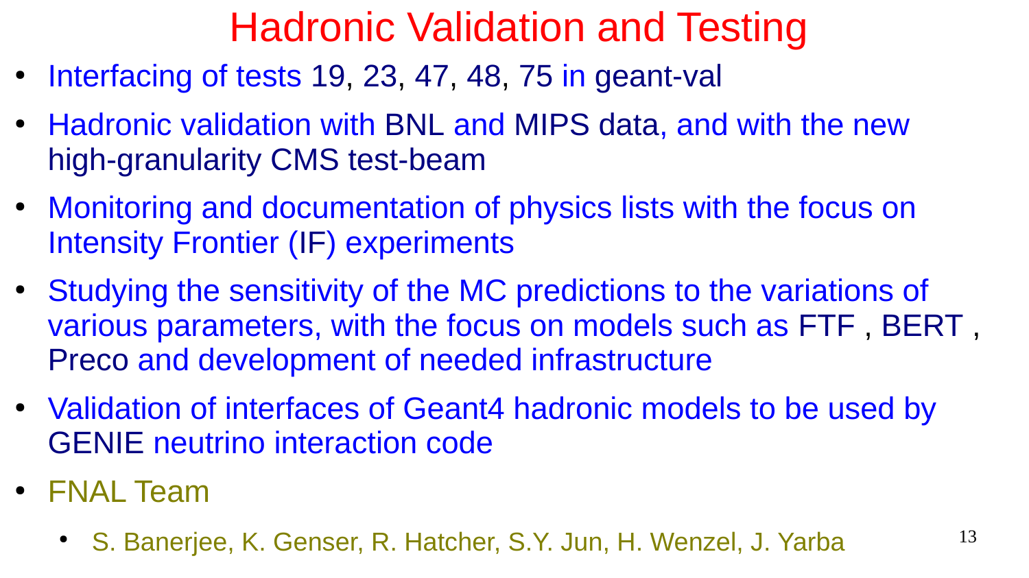# Hadronic Validation and Testing

- Interfacing of tests 19, 23, 47, 48, 75 in geant-val
- Hadronic validation with BNL and MIPS data, and with the new high-granularity CMS test-beam
- Monitoring and documentation of physics lists with the focus on Intensity Frontier (IF) experiments
- Studying the sensitivity of the MC predictions to the variations of various parameters, with the focus on models such as FTF , BERT , Preco and development of needed infrastructure
- Validation of interfaces of Geant4 hadronic models to be used by GENIE neutrino interaction code
- FNAL Team
  - S. Banerjee, K. Genser, R. Hatcher, S.Y. Jun, H. Wenzel, J. Yarba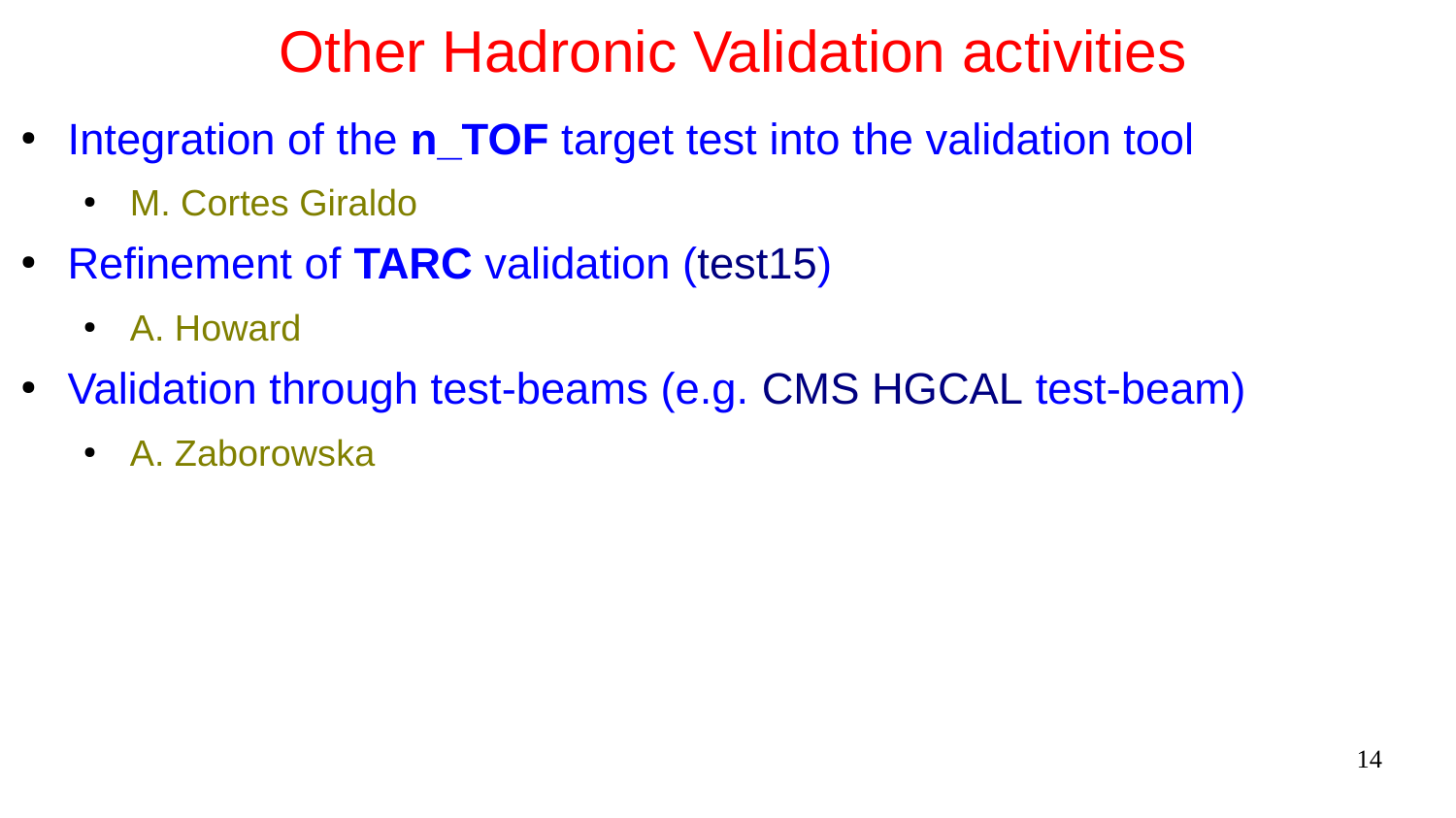# Other Hadronic Validation activities

- Integration of the **n_TOF** target test into the validation tool
  - M. Cortes Giraldo
- Refinement of **TARC** validation (test15)
  - A. Howard
- Validation through test-beams (e.g. CMS HGCAL test-beam)
  - A. Zaborowska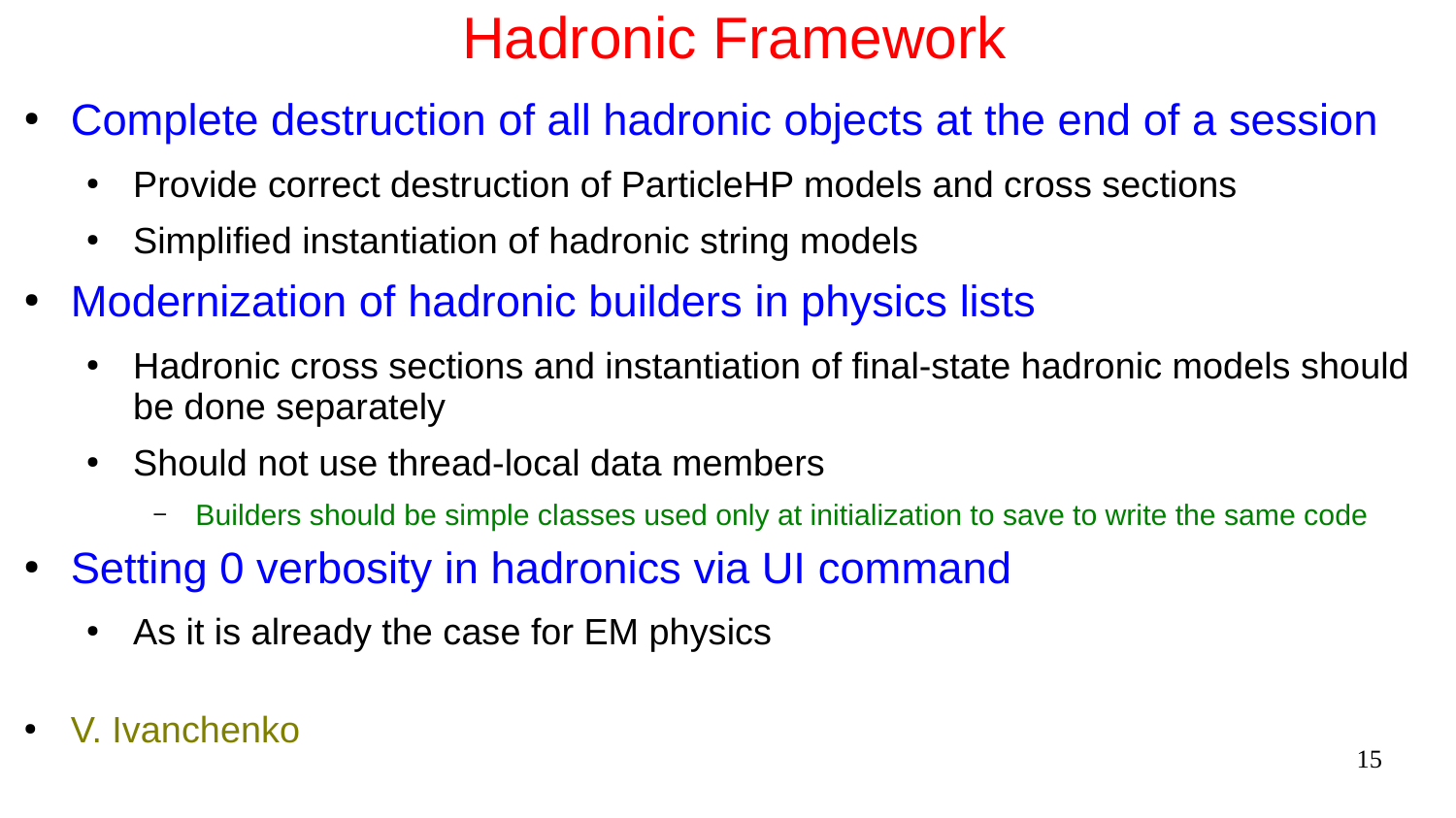# Hadronic Framework

- Complete destruction of all hadronic objects at the end of a session
  - Provide correct destruction of ParticleHP models and cross sections
  - Simplified instantiation of hadronic string models
- Modernization of hadronic builders in physics lists
  - Hadronic cross sections and instantiation of final-state hadronic models should be done separately
  - Should not use thread-local data members
    - Builders should be simple classes used only at initialization to save to write the same code
- Setting 0 verbosity in hadronics via UI command
  - As it is already the case for EM physics

- V. Ivanchenko